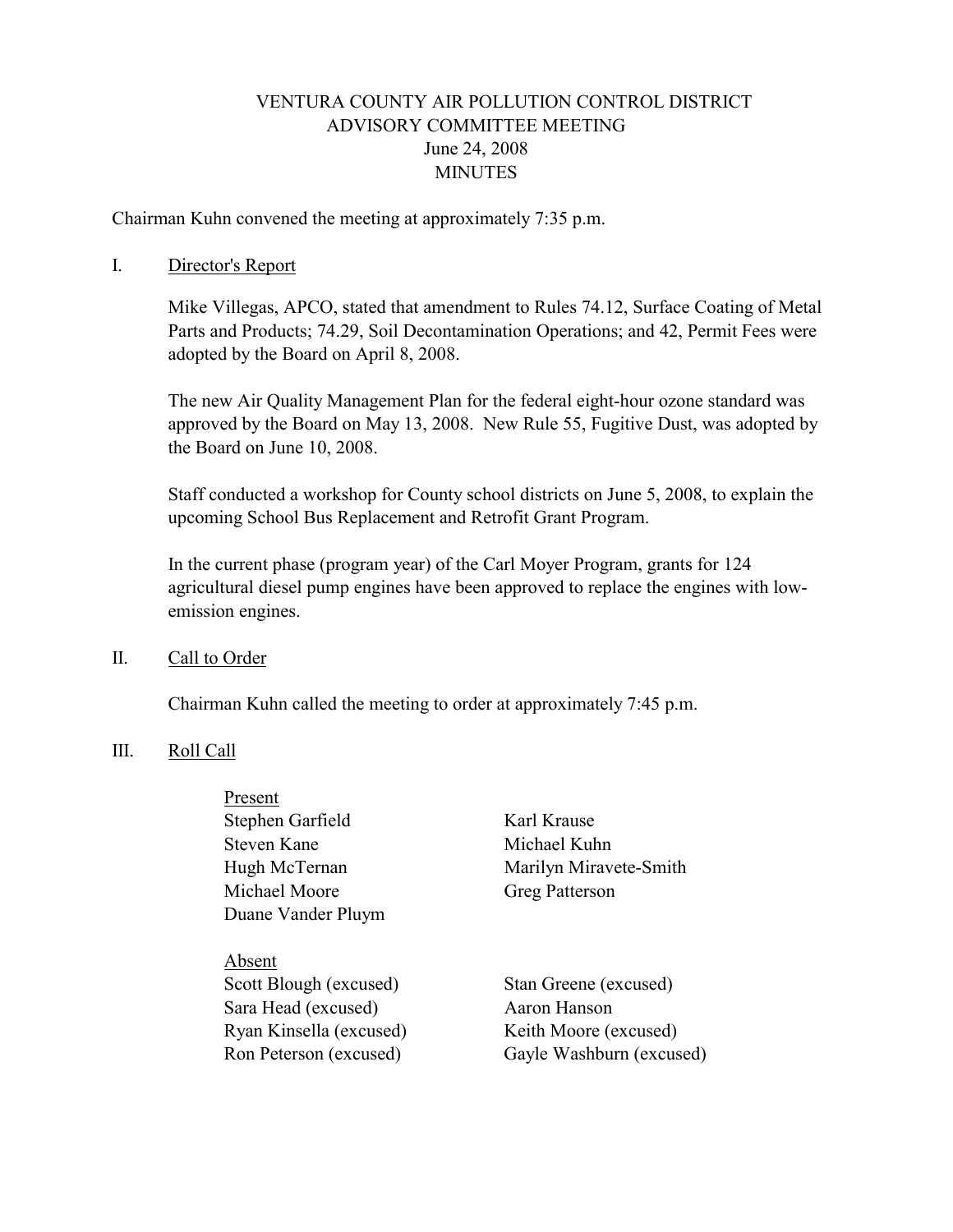# VENTURA COUNTY AIR POLLUTION CONTROL DISTRICT
## ADVISORY COMMITTEE MEETING
### June 24, 2008
### MINUTES

Chairman Kuhn convened the meeting at approximately 7:35 p.m.

I. Director's Report

Mike Villegas, APCO, stated that amendment to Rules 74.12, Surface Coating of Metal Parts and Products; 74.29, Soil Decontamination Operations; and 42, Permit Fees were adopted by the Board on April 8, 2008.

The new Air Quality Management Plan for the federal eight-hour ozone standard was approved by the Board on May 13, 2008. New Rule 55, Fugitive Dust, was adopted by the Board on June 10, 2008.

Staff conducted a workshop for County school districts on June 5, 2008, to explain the upcoming School Bus Replacement and Retrofit Grant Program.

In the current phase (program year) of the Carl Moyer Program, grants for 124 agricultural diesel pump engines have been approved to replace the engines with low-emission engines.

II. Call to Order

Chairman Kuhn called the meeting to order at approximately 7:45 p.m.

III. Roll Call

Present

- Stephen Garfield
- Karl Krause
- Steven Kane
- Michael Kuhn
- Hugh McTernan
- Marilyn Miravete-Smith
- Michael Moore
- Greg Patterson
- Duane Vander Pluym

Absent

- Scott Blough (excused)
- Stan Greene (excused)
- Sara Head (excused)
- Aaron Hanson
- Ryan Kinsella (excused)
- Keith Moore (excused)
- Ron Peterson (excused)
- Gayle Washburn (excused)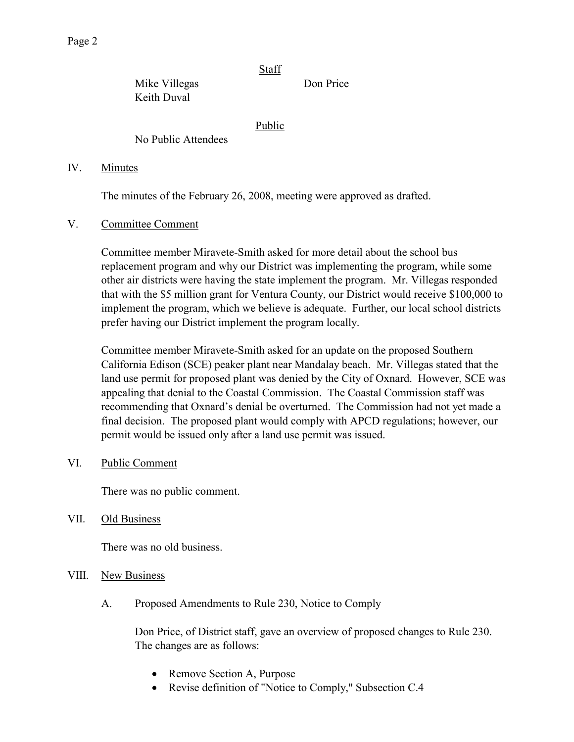Staff

Mike Villegas
Don Price
Keith Duval

Public

No Public Attendees

IV. Minutes

The minutes of the February 26, 2008, meeting were approved as drafted.

V. Committee Comment

Committee member Miravete-Smith asked for more detail about the school bus replacement program and why our District was implementing the program, while some other air districts were having the state implement the program. Mr. Villegas responded that with the $5 million grant for Ventura County, our District would receive $100,000 to implement the program, which we believe is adequate. Further, our local school districts prefer having our District implement the program locally.

Committee member Miravete-Smith asked for an update on the proposed Southern California Edison (SCE) peaker plant near Mandalay beach. Mr. Villegas stated that the land use permit for proposed plant was denied by the City of Oxnard. However, SCE was appealing that denial to the Coastal Commission. The Coastal Commission staff was recommending that Oxnard's denial be overturned. The Commission had not yet made a final decision. The proposed plant would comply with APCD regulations; however, our permit would be issued only after a land use permit was issued.

VI. Public Comment

There was no public comment.

VII. Old Business

There was no old business.

VIII. New Business

A. Proposed Amendments to Rule 230, Notice to Comply

Don Price, of District staff, gave an overview of proposed changes to Rule 230. The changes are as follows:

- Remove Section A, Purpose
- Revise definition of "Notice to Comply," Subsection C.4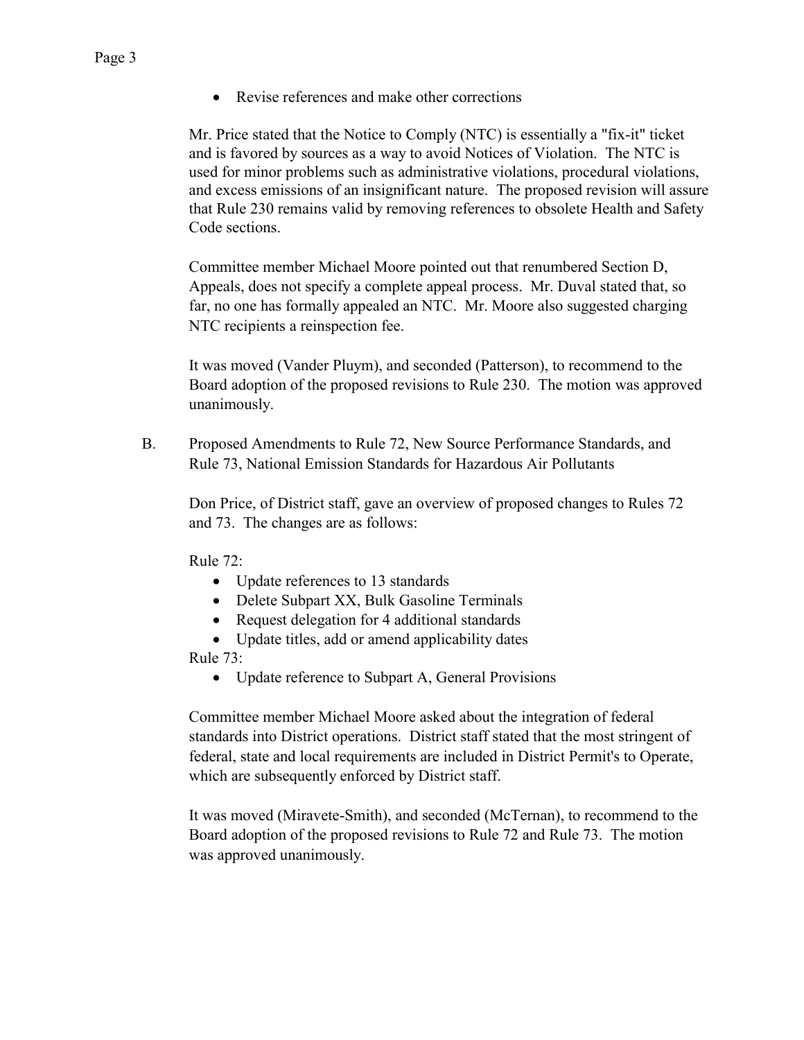- Revise references and make other corrections

Mr. Price stated that the Notice to Comply (NTC) is essentially a "fix-it" ticket and is favored by sources as a way to avoid Notices of Violation. The NTC is used for minor problems such as administrative violations, procedural violations, and excess emissions of an insignificant nature. The proposed revision will assure that Rule 230 remains valid by removing references to obsolete Health and Safety Code sections.

Committee member Michael Moore pointed out that renumbered Section D, Appeals, does not specify a complete appeal process. Mr. Duval stated that, so far, no one has formally appealed an NTC. Mr. Moore also suggested charging NTC recipients a reinspection fee.

It was moved (Vander Pluym), and seconded (Patterson), to recommend to the Board adoption of the proposed revisions to Rule 230. The motion was approved unanimously.

B. Proposed Amendments to Rule 72, New Source Performance Standards, and Rule 73, National Emission Standards for Hazardous Air Pollutants

Don Price, of District staff, gave an overview of proposed changes to Rules 72 and 73. The changes are as follows:

Rule 72:

- Update references to 13 standards
- Delete Subpart XX, Bulk Gasoline Terminals
- Request delegation for 4 additional standards
- Update titles, add or amend applicability dates

Rule 73:

- Update reference to Subpart A, General Provisions

Committee member Michael Moore asked about the integration of federal standards into District operations. District staff stated that the most stringent of federal, state and local requirements are included in District Permit's to Operate, which are subsequently enforced by District staff.

It was moved (Miravete-Smith), and seconded (McTernan), to recommend to the Board adoption of the proposed revisions to Rule 72 and Rule 73. The motion was approved unanimously.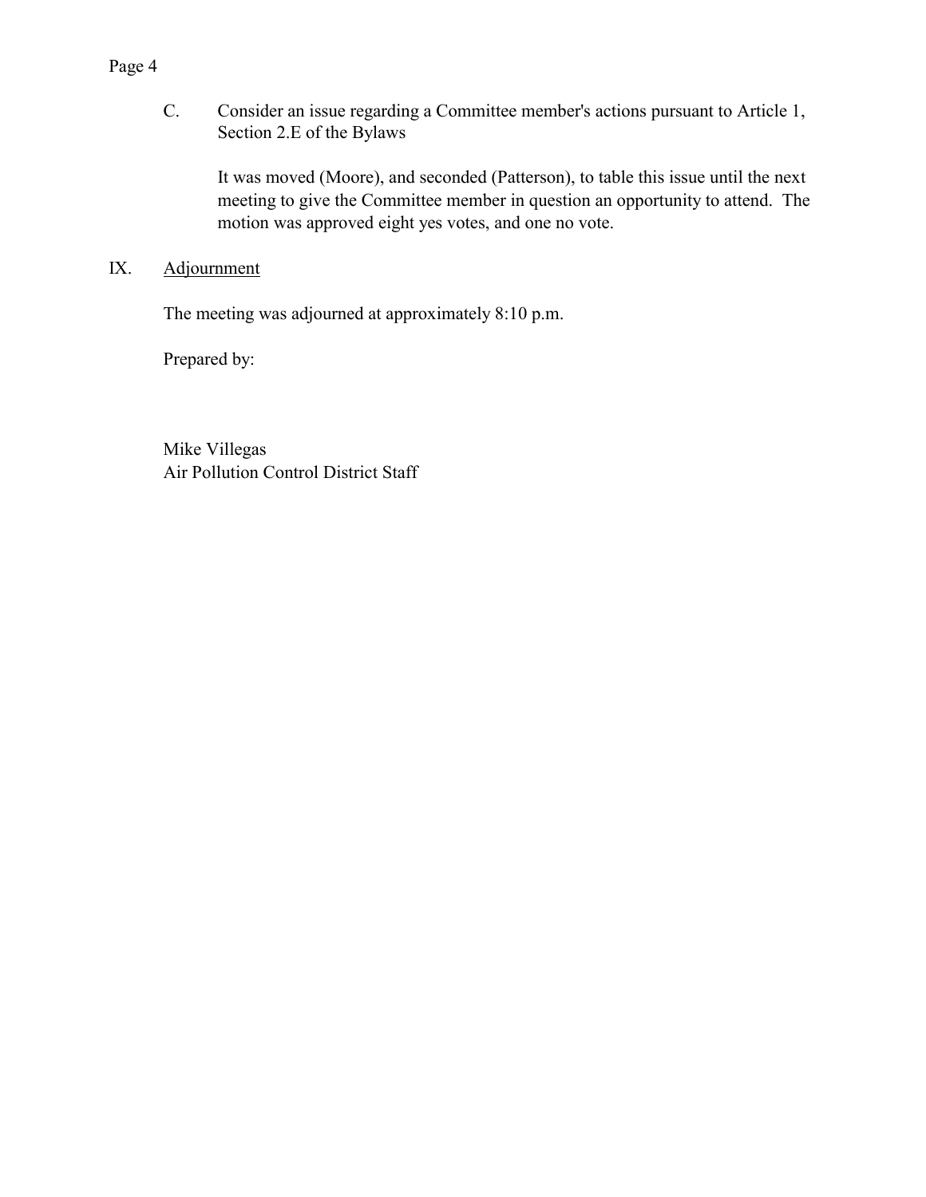C. Consider an issue regarding a Committee member's actions pursuant to Article 1, Section 2.E of the Bylaws

It was moved (Moore), and seconded (Patterson), to table this issue until the next meeting to give the Committee member in question an opportunity to attend. The motion was approved eight yes votes, and one no vote.

## IX. Adjournment

The meeting was adjourned at approximately 8:10 p.m.

Prepared by:

Mike Villegas
Air Pollution Control District Staff